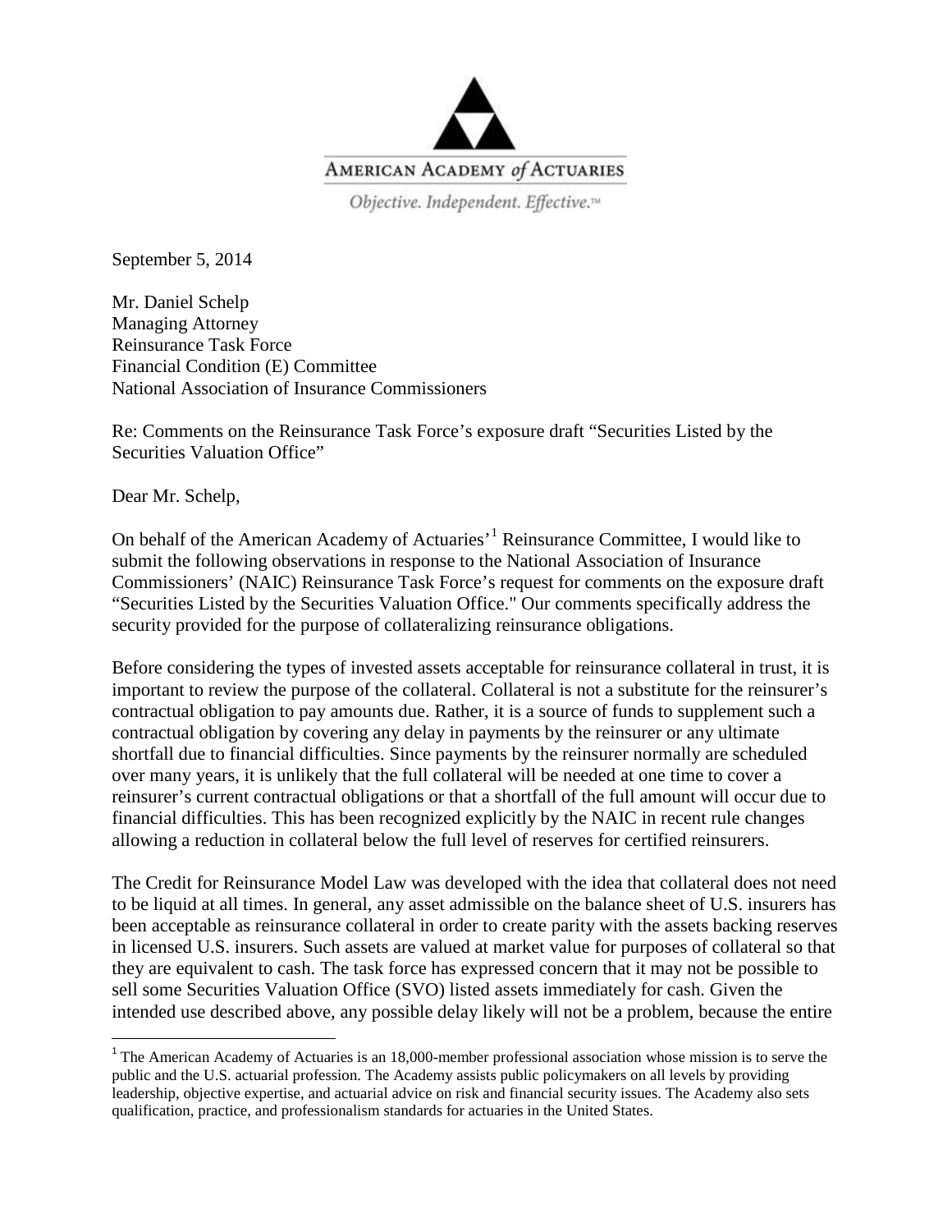AMERICAN ACADEMY *of* ACTUARIES

*Objective. Independent. Effective.™*

September 5, 2014

Mr. Daniel Schelp
Managing Attorney
Reinsurance Task Force
Financial Condition (E) Committee
National Association of Insurance Commissioners

Re: Comments on the Reinsurance Task Force's exposure draft "Securities Listed by the Securities Valuation Office"

Dear Mr. Schelp,

On behalf of the American Academy of Actuaries'[1] Reinsurance Committee, I would like to submit the following observations in response to the National Association of Insurance Commissioners' (NAIC) Reinsurance Task Force's request for comments on the exposure draft "Securities Listed by the Securities Valuation Office." Our comments specifically address the security provided for the purpose of collateralizing reinsurance obligations.

Before considering the types of invested assets acceptable for reinsurance collateral in trust, it is important to review the purpose of the collateral. Collateral is not a substitute for the reinsurer's contractual obligation to pay amounts due. Rather, it is a source of funds to supplement such a contractual obligation by covering any delay in payments by the reinsurer or any ultimate shortfall due to financial difficulties. Since payments by the reinsurer normally are scheduled over many years, it is unlikely that the full collateral will be needed at one time to cover a reinsurer's current contractual obligations or that a shortfall of the full amount will occur due to financial difficulties. This has been recognized explicitly by the NAIC in recent rule changes allowing a reduction in collateral below the full level of reserves for certified reinsurers.

The Credit for Reinsurance Model Law was developed with the idea that collateral does not need to be liquid at all times. In general, any asset admissible on the balance sheet of U.S. insurers has been acceptable as reinsurance collateral in order to create parity with the assets backing reserves in licensed U.S. insurers. Such assets are valued at market value for purposes of collateral so that they are equivalent to cash. The task force has expressed concern that it may not be possible to sell some Securities Valuation Office (SVO) listed assets immediately for cash. Given the intended use described above, any possible delay likely will not be a problem, because the entire

[1] The American Academy of Actuaries is an 18,000-member professional association whose mission is to serve the public and the U.S. actuarial profession. The Academy assists public policymakers on all levels by providing leadership, objective expertise, and actuarial advice on risk and financial security issues. The Academy also sets qualification, practice, and professionalism standards for actuaries in the United States.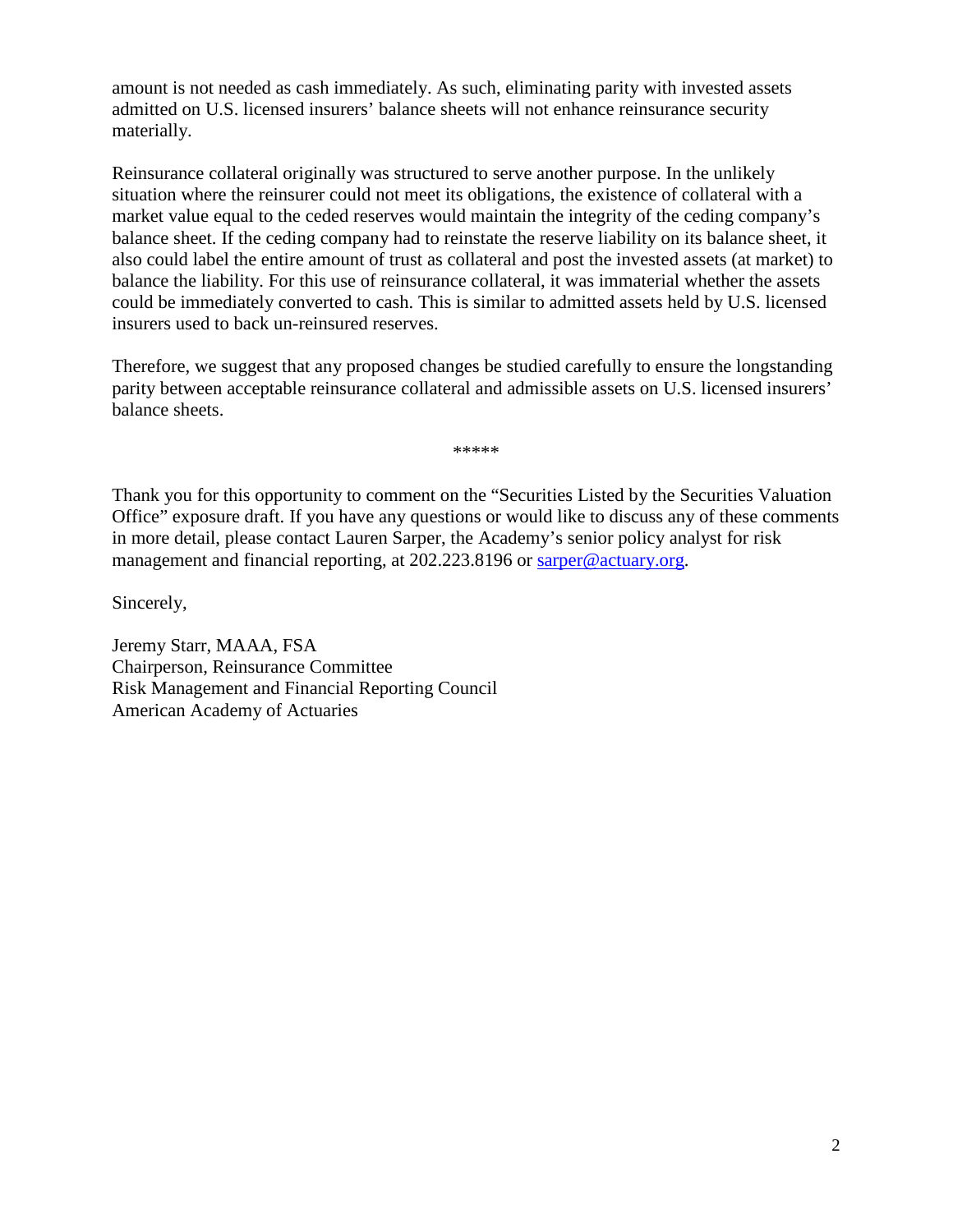amount is not needed as cash immediately. As such, eliminating parity with invested assets admitted on U.S. licensed insurers' balance sheets will not enhance reinsurance security materially.

Reinsurance collateral originally was structured to serve another purpose. In the unlikely situation where the reinsurer could not meet its obligations, the existence of collateral with a market value equal to the ceded reserves would maintain the integrity of the ceding company's balance sheet. If the ceding company had to reinstate the reserve liability on its balance sheet, it also could label the entire amount of trust as collateral and post the invested assets (at market) to balance the liability. For this use of reinsurance collateral, it was immaterial whether the assets could be immediately converted to cash. This is similar to admitted assets held by U.S. licensed insurers used to back un-reinsured reserves.

Therefore, we suggest that any proposed changes be studied carefully to ensure the longstanding parity between acceptable reinsurance collateral and admissible assets on U.S. licensed insurers' balance sheets.

*****

Thank you for this opportunity to comment on the "Securities Listed by the Securities Valuation Office" exposure draft. If you have any questions or would like to discuss any of these comments in more detail, please contact Lauren Sarper, the Academy's senior policy analyst for risk management and financial reporting, at 202.223.8196 or sarper@actuary.org.

Sincerely,

Jeremy Starr, MAAA, FSA
Chairperson, Reinsurance Committee
Risk Management and Financial Reporting Council
American Academy of Actuaries